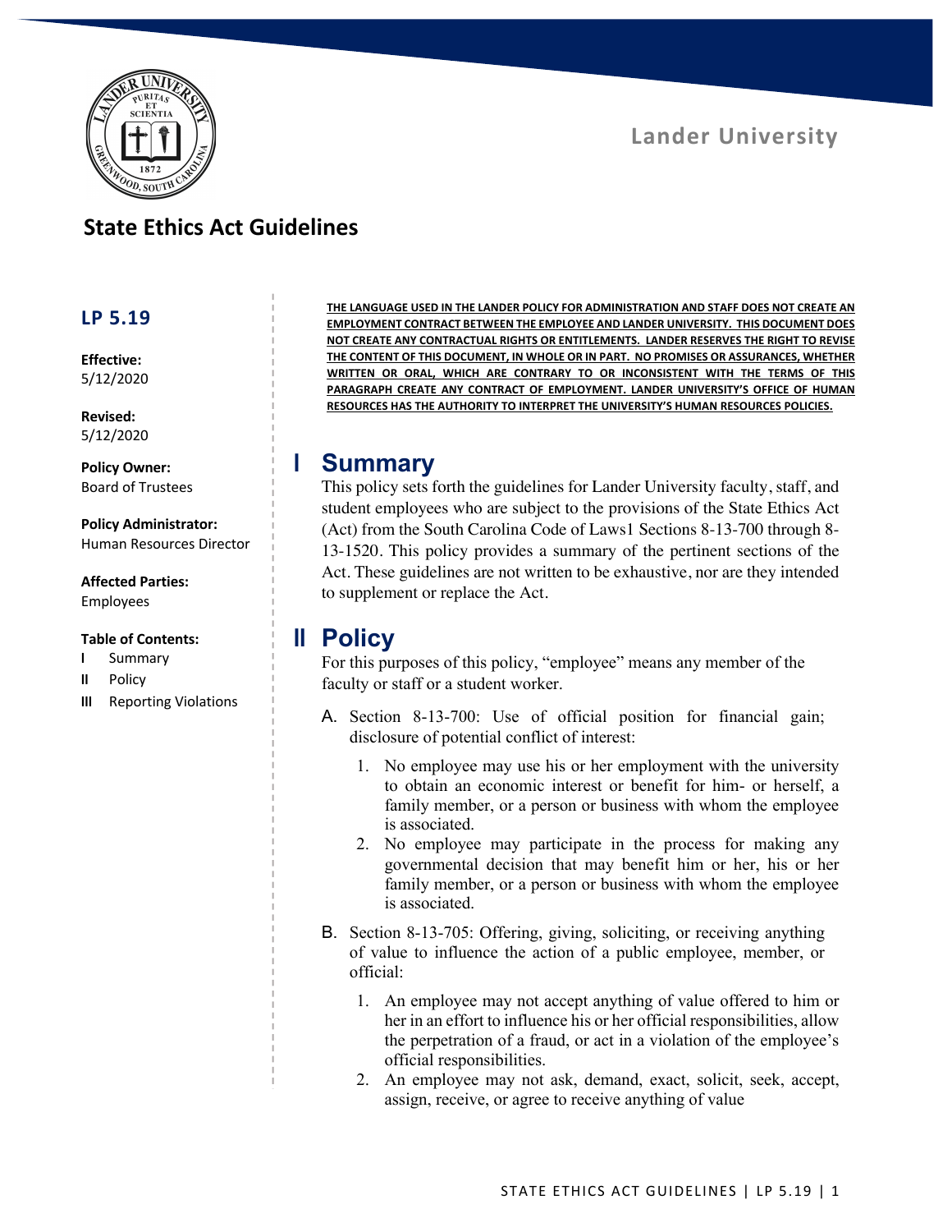Lander University

# State Ethics Act Guidelines

**LP 5.19**

**Effective:**
5/12/2020

**Revised:**
5/12/2020

**Policy Owner:**
Board of Trustees

**Policy Administrator:**
Human Resources Director

**Affected Parties:**
Employees

**Table of Contents:**

- **I** Summary
- **II** Policy
- **III** Reporting Violations

**THE LANGUAGE USED IN THE LANDER POLICY FOR ADMINISTRATION AND STAFF DOES NOT CREATE AN EMPLOYMENT CONTRACT BETWEEN THE EMPLOYEE AND LANDER UNIVERSITY. THIS DOCUMENT DOES NOT CREATE ANY CONTRACTUAL RIGHTS OR ENTITLEMENTS. LANDER RESERVES THE RIGHT TO REVISE THE CONTENT OF THIS DOCUMENT, IN WHOLE OR IN PART. NO PROMISES OR ASSURANCES, WHETHER WRITTEN OR ORAL, WHICH ARE CONTRARY TO OR INCONSISTENT WITH THE TERMS OF THIS PARAGRAPH CREATE ANY CONTRACT OF EMPLOYMENT. LANDER UNIVERSITY'S OFFICE OF HUMAN RESOURCES HAS THE AUTHORITY TO INTERPRET THE UNIVERSITY'S HUMAN RESOURCES POLICIES.**

## I Summary

This policy sets forth the guidelines for Lander University faculty, staff, and student employees who are subject to the provisions of the State Ethics Act (Act) from the South Carolina Code of Laws1 Sections 8-13-700 through 8-13-1520. This policy provides a summary of the pertinent sections of the Act. These guidelines are not written to be exhaustive, nor are they intended to supplement or replace the Act.

## II Policy

For this purposes of this policy, "employee" means any member of the faculty or staff or a student worker.

A. Section 8-13-700: Use of official position for financial gain; disclosure of potential conflict of interest:

1. No employee may use his or her employment with the university to obtain an economic interest or benefit for him- or herself, a family member, or a person or business with whom the employee is associated.
2. No employee may participate in the process for making any governmental decision that may benefit him or her, his or her family member, or a person or business with whom the employee is associated.

B. Section 8-13-705: Offering, giving, soliciting, or receiving anything of value to influence the action of a public employee, member, or official:

1. An employee may not accept anything of value offered to him or her in an effort to influence his or her official responsibilities, allow the perpetration of a fraud, or act in a violation of the employee's official responsibilities.
2. An employee may not ask, demand, exact, solicit, seek, accept, assign, receive, or agree to receive anything of value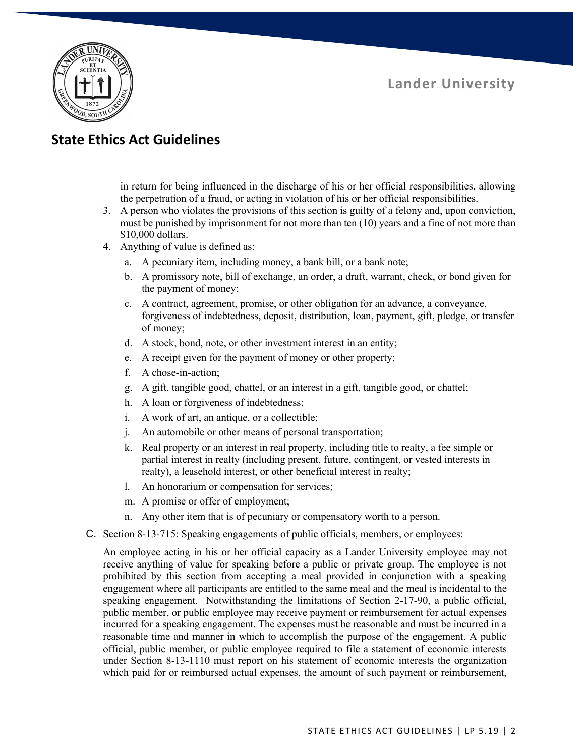in return for being influenced in the discharge of his or her official responsibilities, allowing the perpetration of a fraud, or acting in violation of his or her official responsibilities.

3. A person who violates the provisions of this section is guilty of a felony and, upon conviction, must be punished by imprisonment for not more than ten (10) years and a fine of not more than $10,000 dollars.
4. Anything of value is defined as:
   a. A pecuniary item, including money, a bank bill, or a bank note;
   b. A promissory note, bill of exchange, an order, a draft, warrant, check, or bond given for the payment of money;
   c. A contract, agreement, promise, or other obligation for an advance, a conveyance, forgiveness of indebtedness, deposit, distribution, loan, payment, gift, pledge, or transfer of money;
   d. A stock, bond, note, or other investment interest in an entity;
   e. A receipt given for the payment of money or other property;
   f. A chose-in-action;
   g. A gift, tangible good, chattel, or an interest in a gift, tangible good, or chattel;
   h. A loan or forgiveness of indebtedness;
   i. A work of art, an antique, or a collectible;
   j. An automobile or other means of personal transportation;
   k. Real property or an interest in real property, including title to realty, a fee simple or partial interest in realty (including present, future, contingent, or vested interests in realty), a leasehold interest, or other beneficial interest in realty;
   l. An honorarium or compensation for services;
   m. A promise or offer of employment;
   n. Any other item that is of pecuniary or compensatory worth to a person.

C. Section 8-13-715: Speaking engagements of public officials, members, or employees:

An employee acting in his or her official capacity as a Lander University employee may not receive anything of value for speaking before a public or private group. The employee is not prohibited by this section from accepting a meal provided in conjunction with a speaking engagement where all participants are entitled to the same meal and the meal is incidental to the speaking engagement. Notwithstanding the limitations of Section 2-17-90, a public official, public member, or public employee may receive payment or reimbursement for actual expenses incurred for a speaking engagement. The expenses must be reasonable and must be incurred in a reasonable time and manner in which to accomplish the purpose of the engagement. A public official, public member, or public employee required to file a statement of economic interests under Section 8-13-1110 must report on his statement of economic interests the organization which paid for or reimbursed actual expenses, the amount of such payment or reimbursement,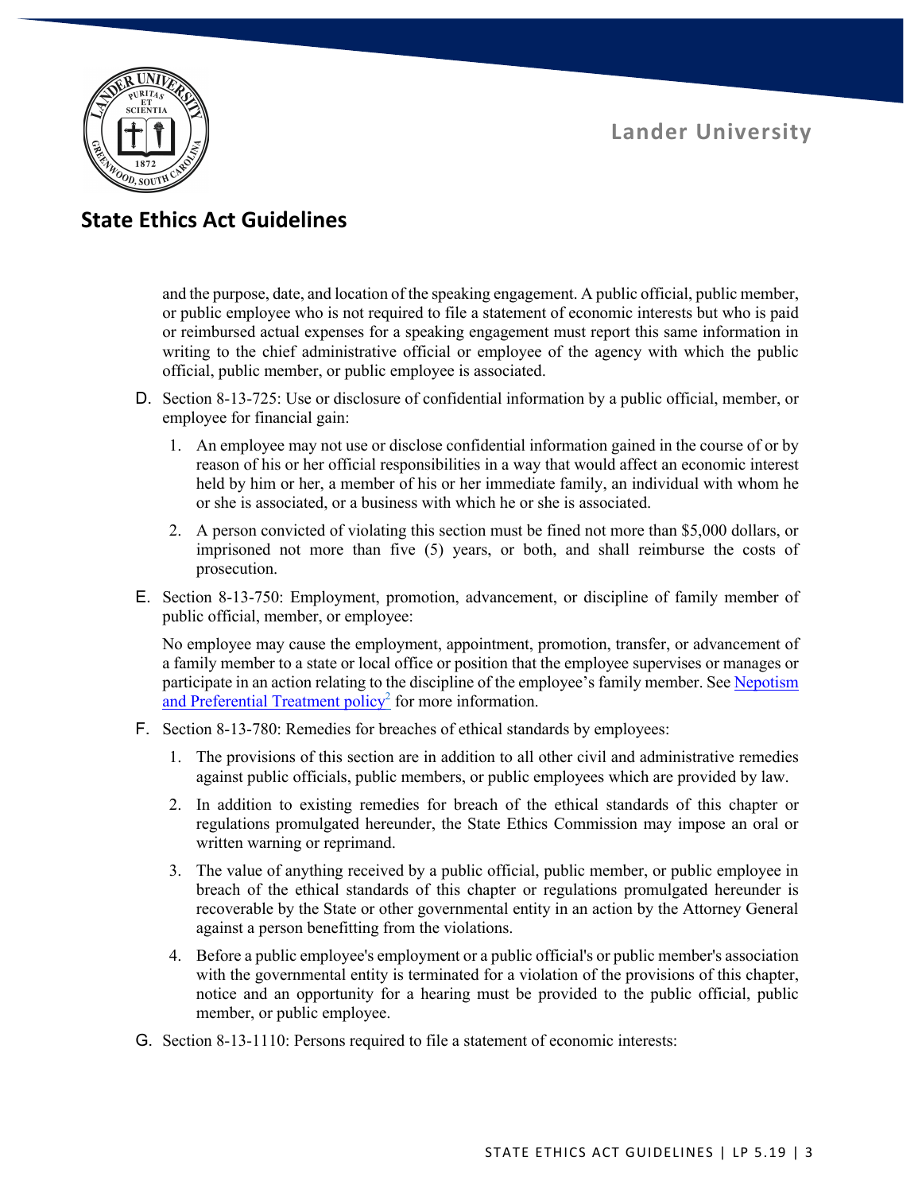and the purpose, date, and location of the speaking engagement. A public official, public member, or public employee who is not required to file a statement of economic interests but who is paid or reimbursed actual expenses for a speaking engagement must report this same information in writing to the chief administrative official or employee of the agency with which the public official, public member, or public employee is associated.

D. Section 8-13-725: Use or disclosure of confidential information by a public official, member, or employee for financial gain:

   1. An employee may not use or disclose confidential information gained in the course of or by reason of his or her official responsibilities in a way that would affect an economic interest held by him or her, a member of his or her immediate family, an individual with whom he or she is associated, or a business with which he or she is associated.

   2. A person convicted of violating this section must be fined not more than $5,000 dollars, or imprisoned not more than five (5) years, or both, and shall reimburse the costs of prosecution.

E. Section 8-13-750: Employment, promotion, advancement, or discipline of family member of public official, member, or employee:

   No employee may cause the employment, appointment, promotion, transfer, or advancement of a family member to a state or local office or position that the employee supervises or manages or participate in an action relating to the discipline of the employee's family member. See [Nepotism and Preferential Treatment policy][2] for more information.

F. Section 8-13-780: Remedies for breaches of ethical standards by employees:

   1. The provisions of this section are in addition to all other civil and administrative remedies against public officials, public members, or public employees which are provided by law.

   2. In addition to existing remedies for breach of the ethical standards of this chapter or regulations promulgated hereunder, the State Ethics Commission may impose an oral or written warning or reprimand.

   3. The value of anything received by a public official, public member, or public employee in breach of the ethical standards of this chapter or regulations promulgated hereunder is recoverable by the State or other governmental entity in an action by the Attorney General against a person benefitting from the violations.

   4. Before a public employee's employment or a public official's or public member's association with the governmental entity is terminated for a violation of the provisions of this chapter, notice and an opportunity for a hearing must be provided to the public official, public member, or public employee.

G. Section 8-13-1110: Persons required to file a statement of economic interests: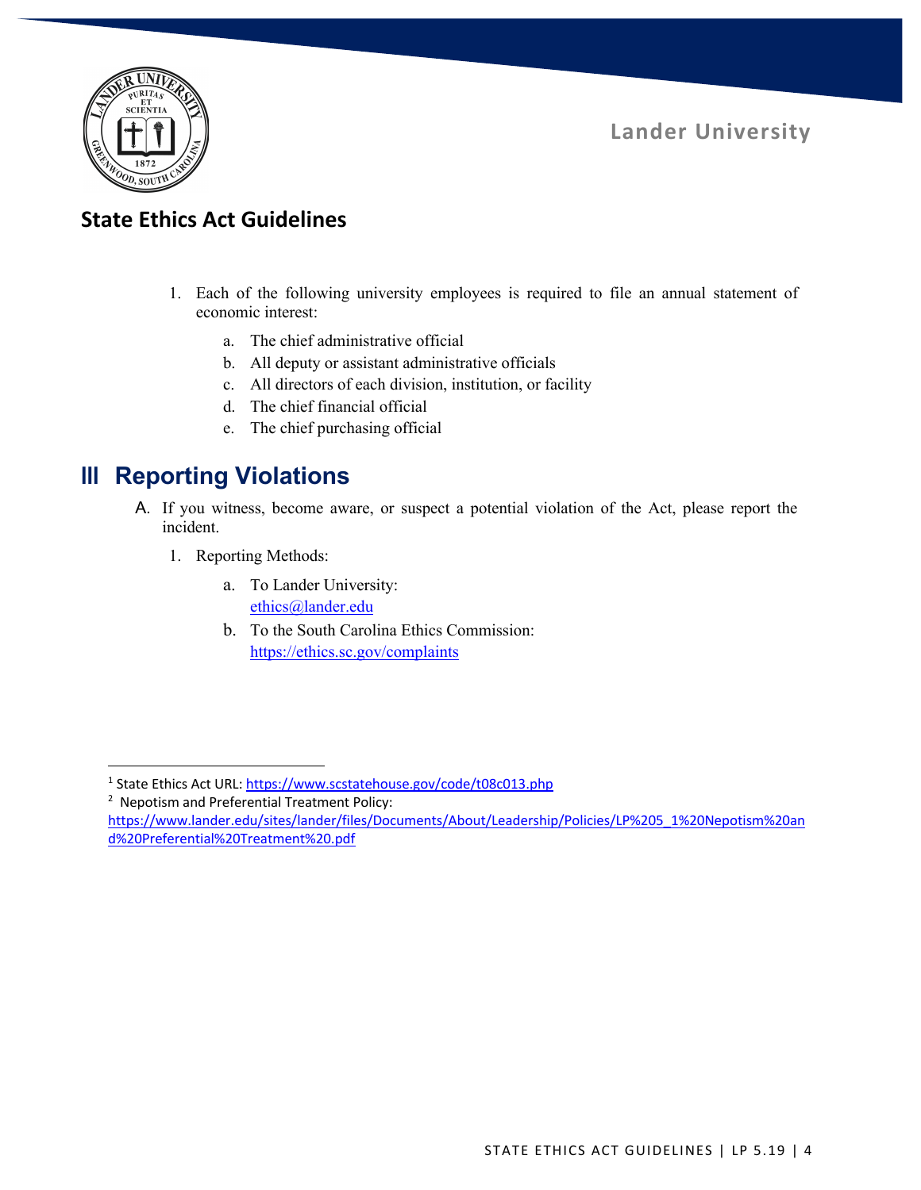1. Each of the following university employees is required to file an annual statement of economic interest:

    a. The chief administrative official
    b. All deputy or assistant administrative officials
    c. All directors of each division, institution, or facility
    d. The chief financial official
    e. The chief purchasing official

## III Reporting Violations

A. If you witness, become aware, or suspect a potential violation of the Act, please report the incident.

1. Reporting Methods:

    a. To Lander University:
    ethics@lander.edu
    b. To the South Carolina Ethics Commission:
    https://ethics.sc.gov/complaints

---

[1] State Ethics Act URL: https://www.scstatehouse.gov/code/t08c013.php

[2] Nepotism and Preferential Treatment Policy:
https://www.lander.edu/sites/lander/files/Documents/About/Leadership/Policies/LP%205_1%20Nepotism%20and%20Preferential%20Treatment%20.pdf